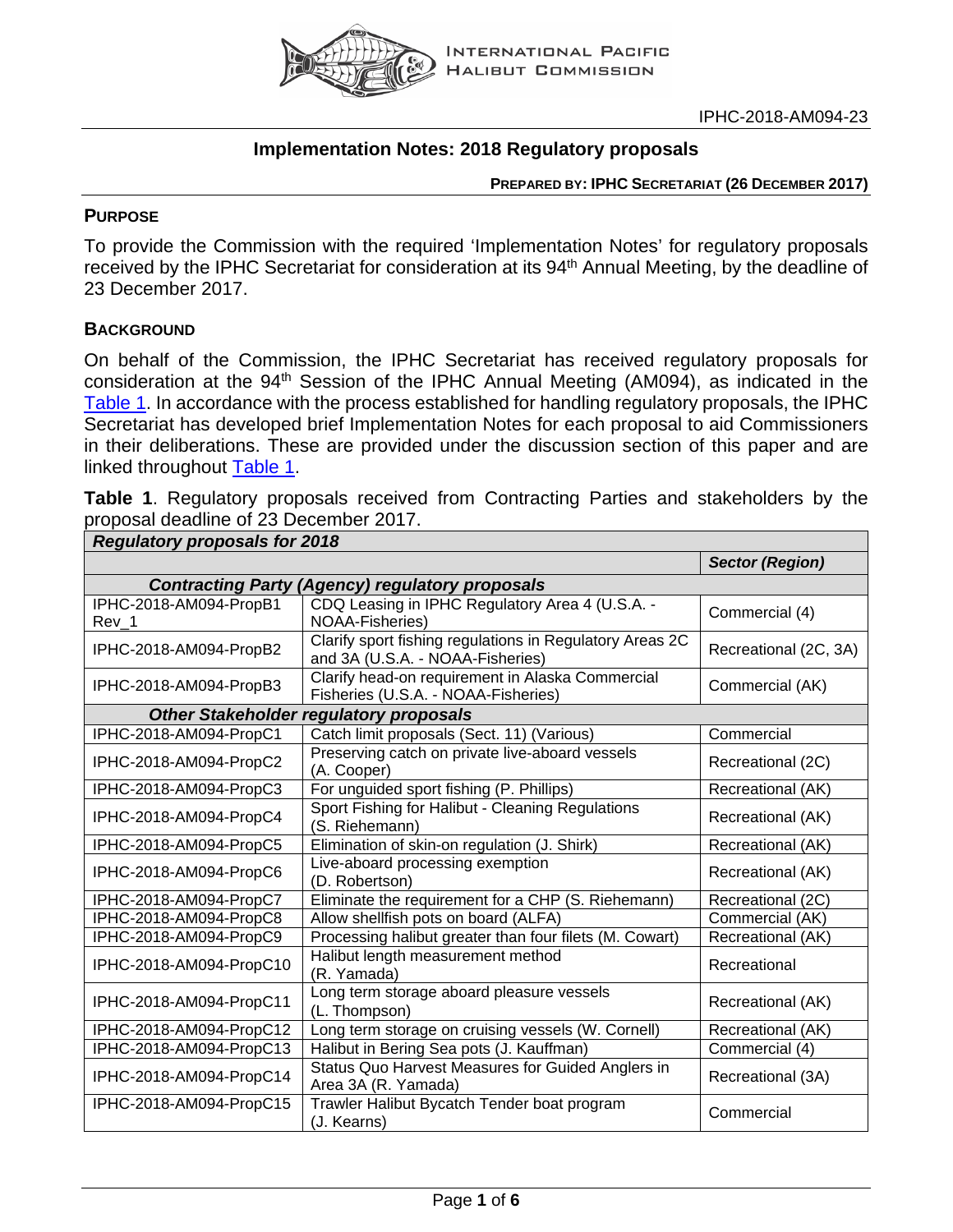IPHC-2018-AM094-23

# Implementation Notes: 2018 Regulatory proposals

**PREPARED BY: IPHC SECRETARIAT (26 DECEMBER 2017)**

## PURPOSE

To provide the Commission with the required 'Implementation Notes' for regulatory proposals received by the IPHC Secretariat for consideration at its 94th Annual Meeting, by the deadline of 23 December 2017.

## BACKGROUND

On behalf of the Commission, the IPHC Secretariat has received regulatory proposals for consideration at the 94th Session of the IPHC Annual Meeting (AM094), as indicated in the Table 1. In accordance with the process established for handling regulatory proposals, the IPHC Secretariat has developed brief Implementation Notes for each proposal to aid Commissioners in their deliberations. These are provided under the discussion section of this paper and are linked throughout Table 1.

**Table 1**. Regulatory proposals received from Contracting Parties and stakeholders by the proposal deadline of 23 December 2017.

| ***Regulatory proposals for 2018*** | | |
|---|---|---|
| | | ***Sector (Region)*** |
| ***Contracting Party (Agency) regulatory proposals*** | | |
| IPHC-2018-AM094-PropB1 Rev_1 | CDQ Leasing in IPHC Regulatory Area 4 (U.S.A. - NOAA-Fisheries) | Commercial (4) |
| IPHC-2018-AM094-PropB2 | Clarify sport fishing regulations in Regulatory Areas 2C and 3A (U.S.A. - NOAA-Fisheries) | Recreational (2C, 3A) |
| IPHC-2018-AM094-PropB3 | Clarify head-on requirement in Alaska Commercial Fisheries (U.S.A. - NOAA-Fisheries) | Commercial (AK) |
| ***Other Stakeholder regulatory proposals*** | | |
| IPHC-2018-AM094-PropC1 | Catch limit proposals (Sect. 11) (Various) | Commercial |
| IPHC-2018-AM094-PropC2 | Preserving catch on private live-aboard vessels (A. Cooper) | Recreational (2C) |
| IPHC-2018-AM094-PropC3 | For unguided sport fishing (P. Phillips) | Recreational (AK) |
| IPHC-2018-AM094-PropC4 | Sport Fishing for Halibut - Cleaning Regulations (S. Riehemann) | Recreational (AK) |
| IPHC-2018-AM094-PropC5 | Elimination of skin-on regulation (J. Shirk) | Recreational (AK) |
| IPHC-2018-AM094-PropC6 | Live-aboard processing exemption (D. Robertson) | Recreational (AK) |
| IPHC-2018-AM094-PropC7 | Eliminate the requirement for a CHP (S. Riehemann) | Recreational (2C) |
| IPHC-2018-AM094-PropC8 | Allow shellfish pots on board (ALFA) | Commercial (AK) |
| IPHC-2018-AM094-PropC9 | Processing halibut greater than four filets (M. Cowart) | Recreational (AK) |
| IPHC-2018-AM094-PropC10 | Halibut length measurement method (R. Yamada) | Recreational |
| IPHC-2018-AM094-PropC11 | Long term storage aboard pleasure vessels (L. Thompson) | Recreational (AK) |
| IPHC-2018-AM094-PropC12 | Long term storage on cruising vessels (W. Cornell) | Recreational (AK) |
| IPHC-2018-AM094-PropC13 | Halibut in Bering Sea pots (J. Kauffman) | Commercial (4) |
| IPHC-2018-AM094-PropC14 | Status Quo Harvest Measures for Guided Anglers in Area 3A (R. Yamada) | Recreational (3A) |
| IPHC-2018-AM094-PropC15 | Trawler Halibut Bycatch Tender boat program (J. Kearns) | Commercial |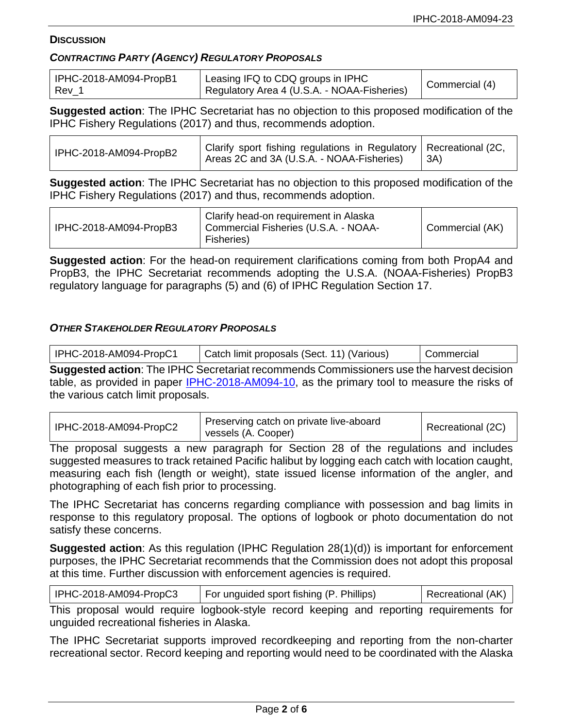## Discussion

### *Contracting Party (Agency) Regulatory Proposals*

| IPHC-2018-AM094-PropB1 Rev_1 | Leasing IFQ to CDQ groups in IPHC Regulatory Area 4 (U.S.A. - NOAA-Fisheries) | Commercial (4) |
|---|---|---|

**Suggested action**: The IPHC Secretariat has no objection to this proposed modification of the IPHC Fishery Regulations (2017) and thus, recommends adoption.

| IPHC-2018-AM094-PropB2 | Clarify sport fishing regulations in Regulatory Areas 2C and 3A (U.S.A. - NOAA-Fisheries) | Recreational (2C, 3A) |
|---|---|---|

**Suggested action**: The IPHC Secretariat has no objection to this proposed modification of the IPHC Fishery Regulations (2017) and thus, recommends adoption.

| IPHC-2018-AM094-PropB3 | Clarify head-on requirement in Alaska Commercial Fisheries (U.S.A. - NOAA-Fisheries) | Commercial (AK) |
|---|---|---|

**Suggested action**: For the head-on requirement clarifications coming from both PropA4 and PropB3, the IPHC Secretariat recommends adopting the U.S.A. (NOAA-Fisheries) PropB3 regulatory language for paragraphs (5) and (6) of IPHC Regulation Section 17.

### *Other Stakeholder Regulatory Proposals*

| IPHC-2018-AM094-PropC1 | Catch limit proposals (Sect. 11) (Various) | Commercial |
|---|---|---|

**Suggested action**: The IPHC Secretariat recommends Commissioners use the harvest decision table, as provided in paper IPHC-2018-AM094-10, as the primary tool to measure the risks of the various catch limit proposals.

| IPHC-2018-AM094-PropC2 | Preserving catch on private live-aboard vessels (A. Cooper) | Recreational (2C) |
|---|---|---|

The proposal suggests a new paragraph for Section 28 of the regulations and includes suggested measures to track retained Pacific halibut by logging each catch with location caught, measuring each fish (length or weight), state issued license information of the angler, and photographing of each fish prior to processing.

The IPHC Secretariat has concerns regarding compliance with possession and bag limits in response to this regulatory proposal. The options of logbook or photo documentation do not satisfy these concerns.

**Suggested action**: As this regulation (IPHC Regulation 28(1)(d)) is important for enforcement purposes, the IPHC Secretariat recommends that the Commission does not adopt this proposal at this time. Further discussion with enforcement agencies is required.

| IPHC-2018-AM094-PropC3 | For unguided sport fishing (P. Phillips) | Recreational (AK) |
|---|---|---|

This proposal would require logbook-style record keeping and reporting requirements for unguided recreational fisheries in Alaska.

The IPHC Secretariat supports improved recordkeeping and reporting from the non-charter recreational sector. Record keeping and reporting would need to be coordinated with the Alaska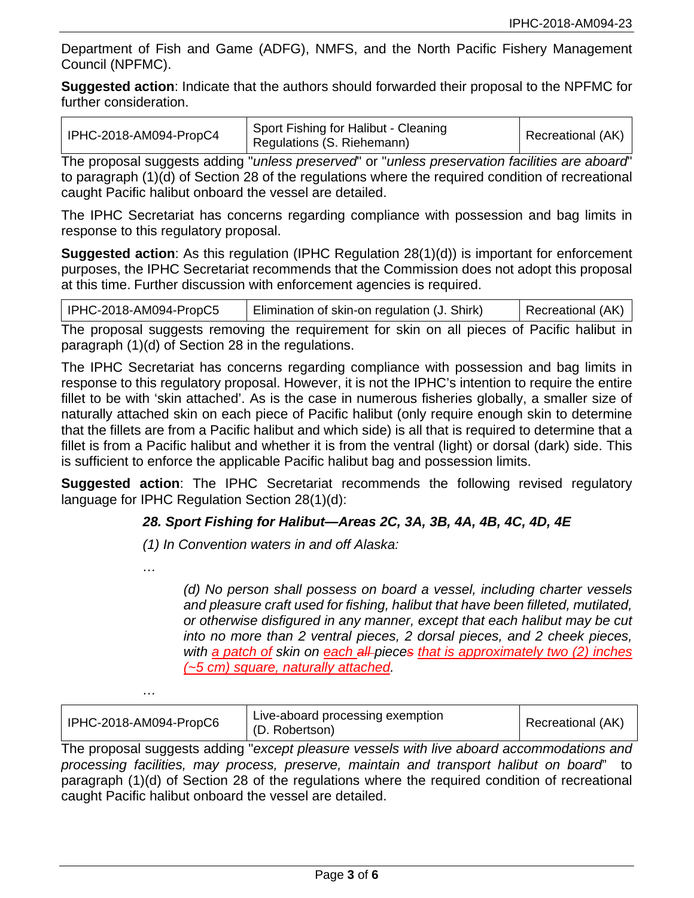Department of Fish and Game (ADFG), NMFS, and the North Pacific Fishery Management Council (NPFMC).

**Suggested action**: Indicate that the authors should forwarded their proposal to the NPFMC for further consideration.

| IPHC-2018-AM094-PropC4 | Sport Fishing for Halibut - Cleaning Regulations (S. Riehemann) | Recreational (AK) |
|---|---|---|

The proposal suggests adding "*unless preserved*" or "*unless preservation facilities are aboard*" to paragraph (1)(d) of Section 28 of the regulations where the required condition of recreational caught Pacific halibut onboard the vessel are detailed.

The IPHC Secretariat has concerns regarding compliance with possession and bag limits in response to this regulatory proposal.

**Suggested action**: As this regulation (IPHC Regulation 28(1)(d)) is important for enforcement purposes, the IPHC Secretariat recommends that the Commission does not adopt this proposal at this time. Further discussion with enforcement agencies is required.

| IPHC-2018-AM094-PropC5 | Elimination of skin-on regulation (J. Shirk) | Recreational (AK) |
|---|---|---|

The proposal suggests removing the requirement for skin on all pieces of Pacific halibut in paragraph (1)(d) of Section 28 in the regulations.

The IPHC Secretariat has concerns regarding compliance with possession and bag limits in response to this regulatory proposal. However, it is not the IPHC's intention to require the entire fillet to be with 'skin attached'. As is the case in numerous fisheries globally, a smaller size of naturally attached skin on each piece of Pacific halibut (only require enough skin to determine that the fillets are from a Pacific halibut and which side) is all that is required to determine that a fillet is from a Pacific halibut and whether it is from the ventral (light) or dorsal (dark) side. This is sufficient to enforce the applicable Pacific halibut bag and possession limits.

**Suggested action**: The IPHC Secretariat recommends the following revised regulatory language for IPHC Regulation Section 28(1)(d):

***28. Sport Fishing for Halibut—Areas 2C, 3A, 3B, 4A, 4B, 4C, 4D, 4E***

*(1) In Convention waters in and off Alaska:*

*…*

> *(d) No person shall possess on board a vessel, including charter vessels and pleasure craft used for fishing, halibut that have been filleted, mutilated, or otherwise disfigured in any manner, except that each halibut may be cut into no more than 2 ventral pieces, 2 dorsal pieces, and 2 cheek pieces, with <u>a patch of</u> skin on <u>each</u> ~~all~~ piece~~s~~ <u>that is approximately two (2) inches (~5 cm) square, naturally attached</u>.*

*…*

| IPHC-2018-AM094-PropC6 | Live-aboard processing exemption (D. Robertson) | Recreational (AK) |
|---|---|---|

The proposal suggests adding "*except pleasure vessels with live aboard accommodations and processing facilities, may process, preserve, maintain and transport halibut on board*" to paragraph (1)(d) of Section 28 of the regulations where the required condition of recreational caught Pacific halibut onboard the vessel are detailed.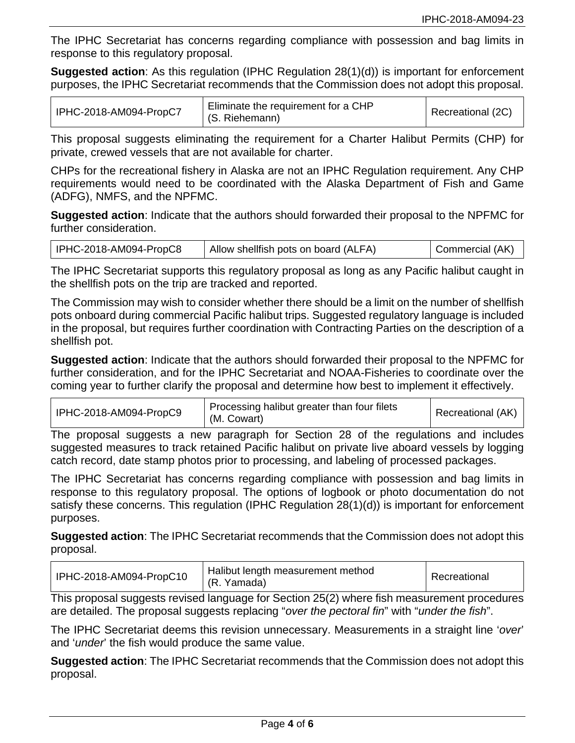The IPHC Secretariat has concerns regarding compliance with possession and bag limits in response to this regulatory proposal.

**Suggested action**: As this regulation (IPHC Regulation 28(1)(d)) is important for enforcement purposes, the IPHC Secretariat recommends that the Commission does not adopt this proposal.

| IPHC-2018-AM094-PropC7 | Eliminate the requirement for a CHP (S. Riehemann) | Recreational (2C) |
|---|---|---|

This proposal suggests eliminating the requirement for a Charter Halibut Permits (CHP) for private, crewed vessels that are not available for charter.

CHPs for the recreational fishery in Alaska are not an IPHC Regulation requirement. Any CHP requirements would need to be coordinated with the Alaska Department of Fish and Game (ADFG), NMFS, and the NPFMC.

**Suggested action**: Indicate that the authors should forwarded their proposal to the NPFMC for further consideration.

| IPHC-2018-AM094-PropC8 | Allow shellfish pots on board (ALFA) | Commercial (AK) |
|---|---|---|

The IPHC Secretariat supports this regulatory proposal as long as any Pacific halibut caught in the shellfish pots on the trip are tracked and reported.

The Commission may wish to consider whether there should be a limit on the number of shellfish pots onboard during commercial Pacific halibut trips. Suggested regulatory language is included in the proposal, but requires further coordination with Contracting Parties on the description of a shellfish pot.

**Suggested action**: Indicate that the authors should forwarded their proposal to the NPFMC for further consideration, and for the IPHC Secretariat and NOAA-Fisheries to coordinate over the coming year to further clarify the proposal and determine how best to implement it effectively.

| IPHC-2018-AM094-PropC9 | Processing halibut greater than four filets (M. Cowart) | Recreational (AK) |
|---|---|---|

The proposal suggests a new paragraph for Section 28 of the regulations and includes suggested measures to track retained Pacific halibut on private live aboard vessels by logging catch record, date stamp photos prior to processing, and labeling of processed packages.

The IPHC Secretariat has concerns regarding compliance with possession and bag limits in response to this regulatory proposal. The options of logbook or photo documentation do not satisfy these concerns. This regulation (IPHC Regulation 28(1)(d)) is important for enforcement purposes.

**Suggested action**: The IPHC Secretariat recommends that the Commission does not adopt this proposal.

| IPHC-2018-AM094-PropC10 | Halibut length measurement method (R. Yamada) | Recreational |
|---|---|---|

This proposal suggests revised language for Section 25(2) where fish measurement procedures are detailed. The proposal suggests replacing "*over the pectoral fin*" with "*under the fish*".

The IPHC Secretariat deems this revision unnecessary. Measurements in a straight line '*over*' and '*under*' the fish would produce the same value.

**Suggested action**: The IPHC Secretariat recommends that the Commission does not adopt this proposal.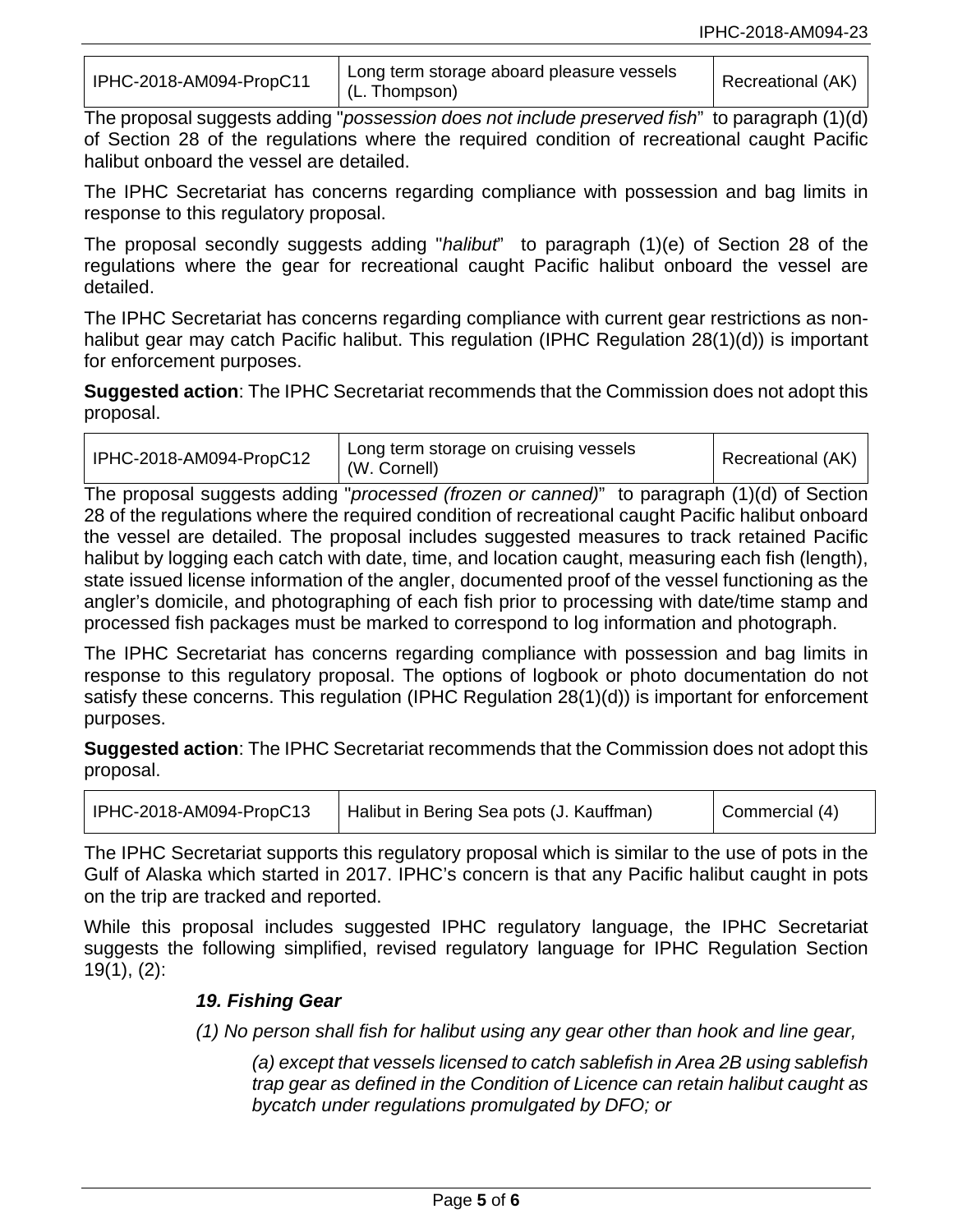| IPHC-2018-AM094-PropC11 | Long term storage aboard pleasure vessels (L. Thompson) | Recreational (AK) |
|---|---|---|

The proposal suggests adding "*possession does not include preserved fish*" to paragraph (1)(d) of Section 28 of the regulations where the required condition of recreational caught Pacific halibut onboard the vessel are detailed.

The IPHC Secretariat has concerns regarding compliance with possession and bag limits in response to this regulatory proposal.

The proposal secondly suggests adding "*halibut*" to paragraph (1)(e) of Section 28 of the regulations where the gear for recreational caught Pacific halibut onboard the vessel are detailed.

The IPHC Secretariat has concerns regarding compliance with current gear restrictions as non-halibut gear may catch Pacific halibut. This regulation (IPHC Regulation 28(1)(d)) is important for enforcement purposes.

**Suggested action**: The IPHC Secretariat recommends that the Commission does not adopt this proposal.

| IPHC-2018-AM094-PropC12 | Long term storage on cruising vessels (W. Cornell) | Recreational (AK) |
|---|---|---|

The proposal suggests adding "*processed (frozen or canned)*" to paragraph (1)(d) of Section 28 of the regulations where the required condition of recreational caught Pacific halibut onboard the vessel are detailed. The proposal includes suggested measures to track retained Pacific halibut by logging each catch with date, time, and location caught, measuring each fish (length), state issued license information of the angler, documented proof of the vessel functioning as the angler's domicile, and photographing of each fish prior to processing with date/time stamp and processed fish packages must be marked to correspond to log information and photograph.

The IPHC Secretariat has concerns regarding compliance with possession and bag limits in response to this regulatory proposal. The options of logbook or photo documentation do not satisfy these concerns. This regulation (IPHC Regulation 28(1)(d)) is important for enforcement purposes.

**Suggested action**: The IPHC Secretariat recommends that the Commission does not adopt this proposal.

| IPHC-2018-AM094-PropC13 | Halibut in Bering Sea pots (J. Kauffman) | Commercial (4) |
|---|---|---|

The IPHC Secretariat supports this regulatory proposal which is similar to the use of pots in the Gulf of Alaska which started in 2017. IPHC's concern is that any Pacific halibut caught in pots on the trip are tracked and reported.

While this proposal includes suggested IPHC regulatory language, the IPHC Secretariat suggests the following simplified, revised regulatory language for IPHC Regulation Section 19(1), (2):

> ***19. Fishing Gear***
>
> *(1) No person shall fish for halibut using any gear other than hook and line gear,*
>
> > *(a) except that vessels licensed to catch sablefish in Area 2B using sablefish trap gear as defined in the Condition of Licence can retain halibut caught as bycatch under regulations promulgated by DFO; or*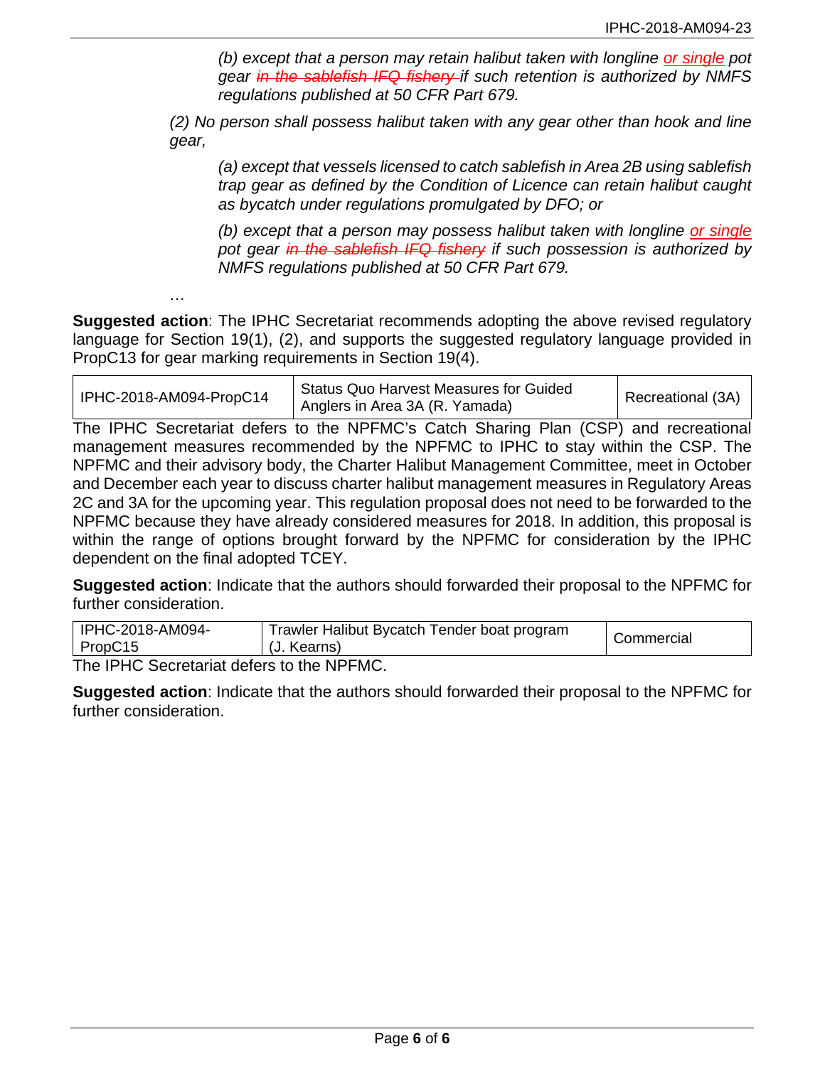*(b) except that a person may retain halibut taken with longline <u>or single</u> pot gear ~~in the sablefish IFQ fishery~~ if such retention is authorized by NMFS regulations published at 50 CFR Part 679.*

*(2) No person shall possess halibut taken with any gear other than hook and line gear,*

*(a) except that vessels licensed to catch sablefish in Area 2B using sablefish trap gear as defined by the Condition of Licence can retain halibut caught as bycatch under regulations promulgated by DFO; or*

*(b) except that a person may possess halibut taken with longline <u>or single</u> pot gear ~~in the sablefish IFQ fishery~~ if such possession is authorized by NMFS regulations published at 50 CFR Part 679.*

…

**Suggested action**: The IPHC Secretariat recommends adopting the above revised regulatory language for Section 19(1), (2), and supports the suggested regulatory language provided in PropC13 for gear marking requirements in Section 19(4).

| | | |
|---|---|---|
| IPHC-2018-AM094-PropC14 | Status Quo Harvest Measures for Guided Anglers in Area 3A (R. Yamada) | Recreational (3A) |

The IPHC Secretariat defers to the NPFMC's Catch Sharing Plan (CSP) and recreational management measures recommended by the NPFMC to IPHC to stay within the CSP. The NPFMC and their advisory body, the Charter Halibut Management Committee, meet in October and December each year to discuss charter halibut management measures in Regulatory Areas 2C and 3A for the upcoming year. This regulation proposal does not need to be forwarded to the NPFMC because they have already considered measures for 2018. In addition, this proposal is within the range of options brought forward by the NPFMC for consideration by the IPHC dependent on the final adopted TCEY.

**Suggested action**: Indicate that the authors should forwarded their proposal to the NPFMC for further consideration.

| | | |
|---|---|---|
| IPHC-2018-AM094-PropC15 | Trawler Halibut Bycatch Tender boat program (J. Kearns) | Commercial |

The IPHC Secretariat defers to the NPFMC.

**Suggested action**: Indicate that the authors should forwarded their proposal to the NPFMC for further consideration.